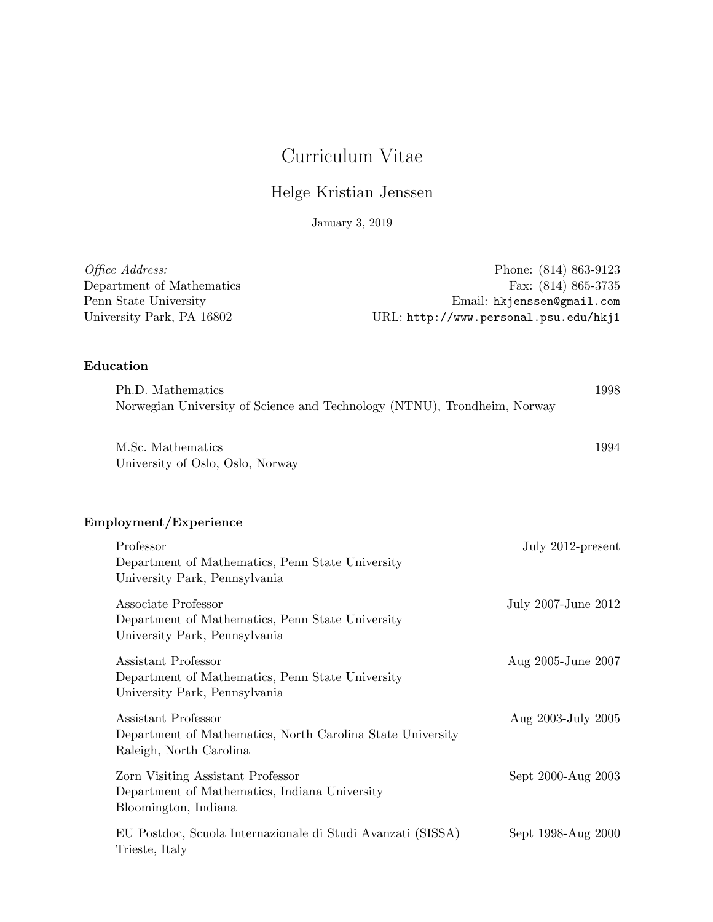# Curriculum Vitae

## Helge Kristian Jenssen

January 3, 2019

*Office Address:*
Department of Mathematics
Penn State University
University Park, PA 16802

Phone: (814) 863-9123
Fax: (814) 865-3735
Email: hkjenssen@gmail.com
URL: http://www.personal.psu.edu/hkj1

### Education

Ph.D. Mathematics — 1998
Norwegian University of Science and Technology (NTNU), Trondheim, Norway

M.Sc. Mathematics — 1994
University of Oslo, Oslo, Norway

### Employment/Experience

Professor — July 2012-present
Department of Mathematics, Penn State University
University Park, Pennsylvania

Associate Professor — July 2007-June 2012
Department of Mathematics, Penn State University
University Park, Pennsylvania

Assistant Professor — Aug 2005-June 2007
Department of Mathematics, Penn State University
University Park, Pennsylvania

Assistant Professor — Aug 2003-July 2005
Department of Mathematics, North Carolina State University
Raleigh, North Carolina

Zorn Visiting Assistant Professor — Sept 2000-Aug 2003
Department of Mathematics, Indiana University
Bloomington, Indiana

EU Postdoc, Scuola Internazionale di Studi Avanzati (SISSA) — Sept 1998-Aug 2000
Trieste, Italy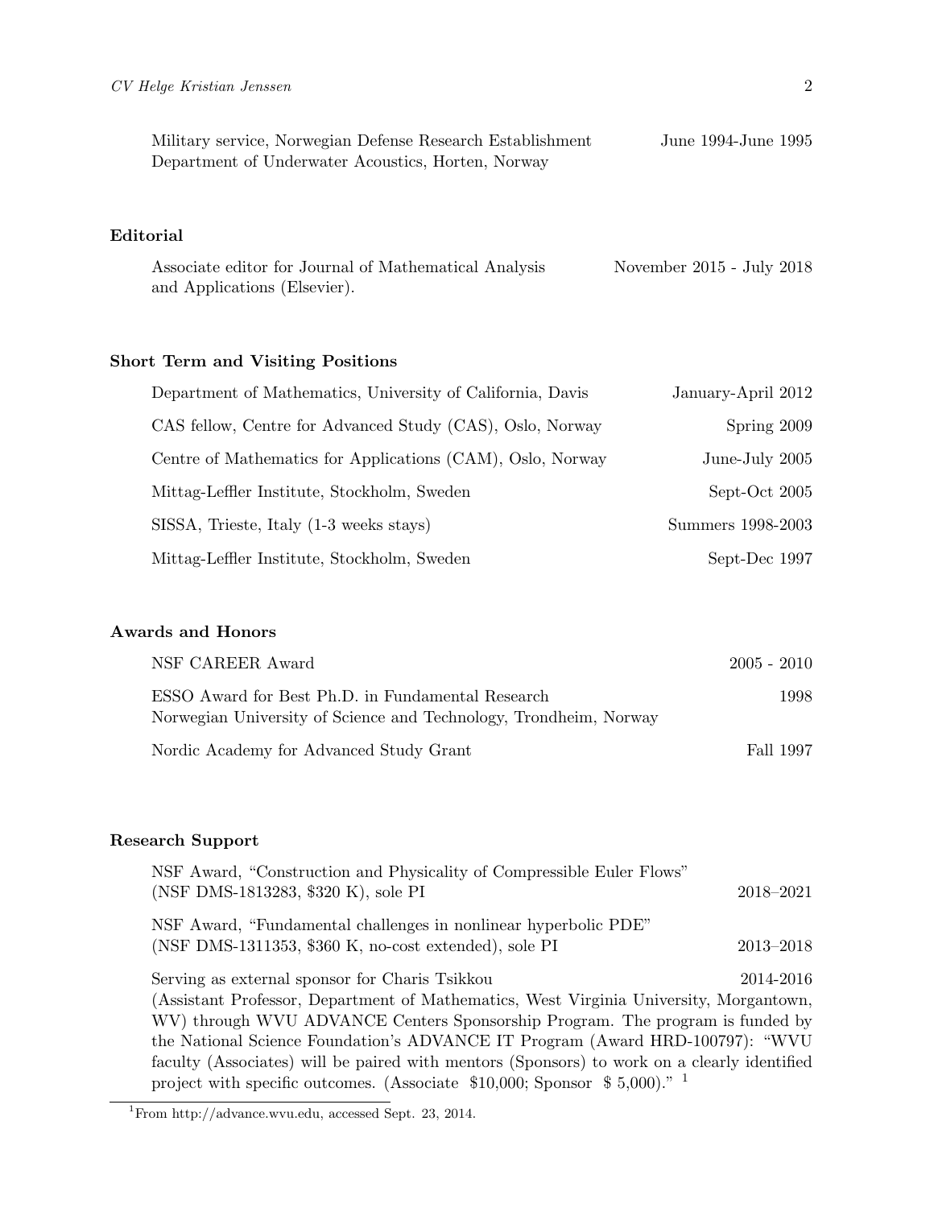Military service, Norwegian Defense Research Establishment — June 1994-June 1995
Department of Underwater Acoustics, Horten, Norway

## Editorial

Associate editor for Journal of Mathematical Analysis and Applications (Elsevier). — November 2015 - July 2018

## Short Term and Visiting Positions

Department of Mathematics, University of California, Davis — January-April 2012

CAS fellow, Centre for Advanced Study (CAS), Oslo, Norway — Spring 2009

Centre of Mathematics for Applications (CAM), Oslo, Norway — June-July 2005

Mittag-Leffler Institute, Stockholm, Sweden — Sept-Oct 2005

SISSA, Trieste, Italy (1-3 weeks stays) — Summers 1998-2003

Mittag-Leffler Institute, Stockholm, Sweden — Sept-Dec 1997

## Awards and Honors

NSF CAREER Award — 2005 - 2010

ESSO Award for Best Ph.D. in Fundamental Research — 1998
Norwegian University of Science and Technology, Trondheim, Norway

Nordic Academy for Advanced Study Grant — Fall 1997

## Research Support

NSF Award, "Construction and Physicality of Compressible Euler Flows"
(NSF DMS-1813283, $320 K), sole PI — 2018–2021

NSF Award, "Fundamental challenges in nonlinear hyperbolic PDE"
(NSF DMS-1311353, $360 K, no-cost extended), sole PI — 2013–2018

Serving as external sponsor for Charis Tsikkou — 2014-2016
(Assistant Professor, Department of Mathematics, West Virginia University, Morgantown, WV) through WVU ADVANCE Centers Sponsorship Program. The program is funded by the National Science Foundation's ADVANCE IT Program (Award HRD-100797): "WVU faculty (Associates) will be paired with mentors (Sponsors) to work on a clearly identified project with specific outcomes. (Associate $10,000; Sponsor $ 5,000)." [1]

[1] From http://advance.wvu.edu, accessed Sept. 23, 2014.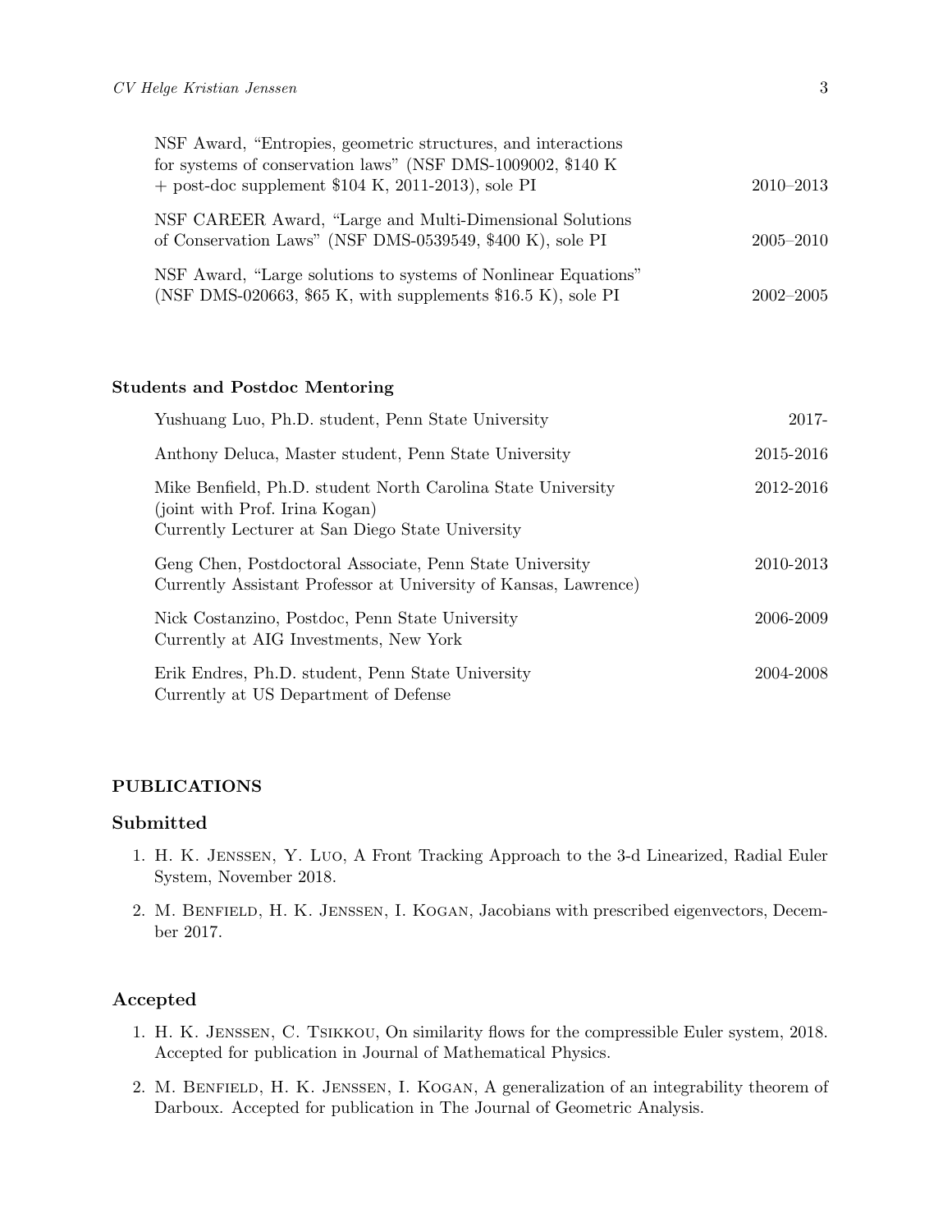NSF Award, "Entropies, geometric structures, and interactions for systems of conservation laws" (NSF DMS-1009002, \$140 K + post-doc supplement \$104 K, 2011-2013), sole PI — 2010–2013

NSF CAREER Award, "Large and Multi-Dimensional Solutions of Conservation Laws" (NSF DMS-0539549, \$400 K), sole PI — 2005–2010

NSF Award, "Large solutions to systems of Nonlinear Equations" (NSF DMS-020663, \$65 K, with supplements \$16.5 K), sole PI — 2002–2005

**Students and Postdoc Mentoring**

Yushuang Luo, Ph.D. student, Penn State University — 2017-

Anthony Deluca, Master student, Penn State University — 2015-2016

Mike Benfield, Ph.D. student North Carolina State University (joint with Prof. Irina Kogan)
Currently Lecturer at San Diego State University — 2012-2016

Geng Chen, Postdoctoral Associate, Penn State University
Currently Assistant Professor at University of Kansas, Lawrence) — 2010-2013

Nick Costanzino, Postdoc, Penn State University
Currently at AIG Investments, New York — 2006-2009

Erik Endres, Ph.D. student, Penn State University
Currently at US Department of Defense — 2004-2008

**PUBLICATIONS**

## Submitted

1. H. K. Jenssen, Y. Luo, A Front Tracking Approach to the 3-d Linearized, Radial Euler System, November 2018.
2. M. Benfield, H. K. Jenssen, I. Kogan, Jacobians with prescribed eigenvectors, December 2017.

## Accepted

1. H. K. Jenssen, C. Tsikkou, On similarity flows for the compressible Euler system, 2018. Accepted for publication in Journal of Mathematical Physics.
2. M. Benfield, H. K. Jenssen, I. Kogan, A generalization of an integrability theorem of Darboux. Accepted for publication in The Journal of Geometric Analysis.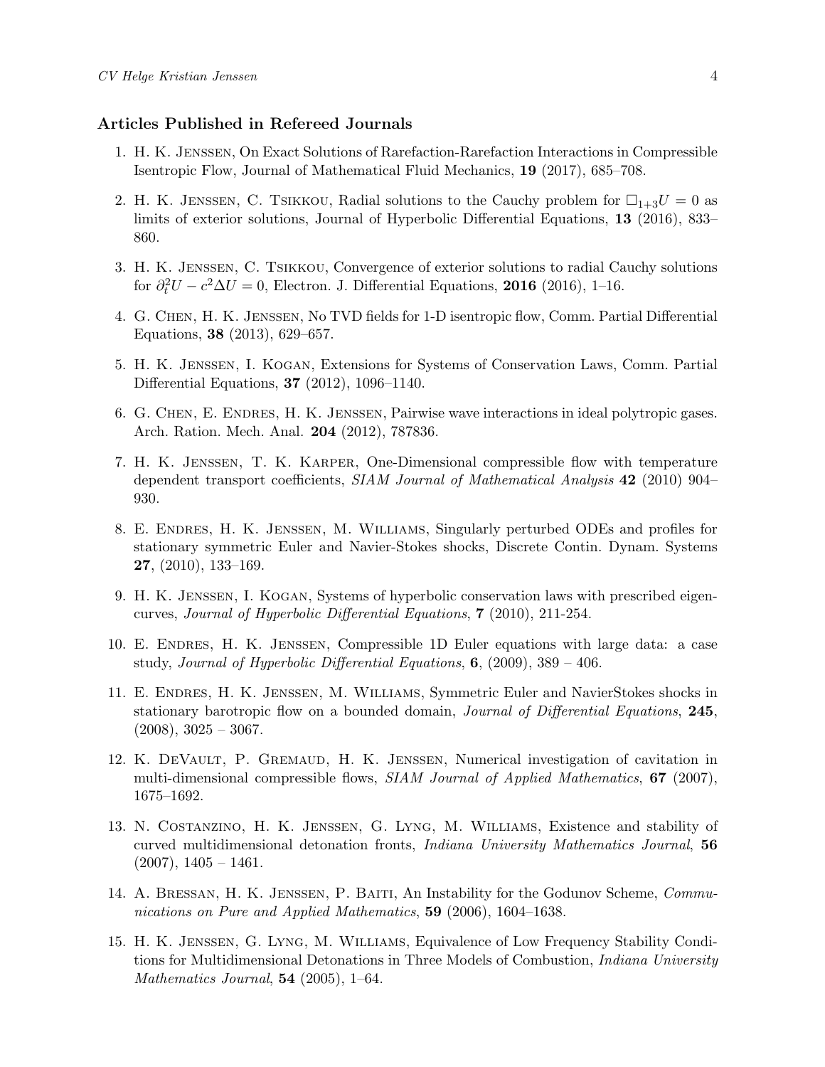### Articles Published in Refereed Journals

1. H. K. Jenssen, On Exact Solutions of Rarefaction-Rarefaction Interactions in Compressible Isentropic Flow, Journal of Mathematical Fluid Mechanics, **19** (2017), 685–708.

2. H. K. Jenssen, C. Tsikkou, Radial solutions to the Cauchy problem for $\Box_{1+3}U = 0$ as limits of exterior solutions, Journal of Hyperbolic Differential Equations, **13** (2016), 833–860.

3. H. K. Jenssen, C. Tsikkou, Convergence of exterior solutions to radial Cauchy solutions for $\partial_t^2 U - c^2 \Delta U = 0$, Electron. J. Differential Equations, **2016** (2016), 1–16.

4. G. Chen, H. K. Jenssen, No TVD fields for 1-D isentropic flow, Comm. Partial Differential Equations, **38** (2013), 629–657.

5. H. K. Jenssen, I. Kogan, Extensions for Systems of Conservation Laws, Comm. Partial Differential Equations, **37** (2012), 1096–1140.

6. G. Chen, E. Endres, H. K. Jenssen, Pairwise wave interactions in ideal polytropic gases. Arch. Ration. Mech. Anal. **204** (2012), 787836.

7. H. K. Jenssen, T. K. Karper, One-Dimensional compressible flow with temperature dependent transport coefficients, *SIAM Journal of Mathematical Analysis* **42** (2010) 904–930.

8. E. Endres, H. K. Jenssen, M. Williams, Singularly perturbed ODEs and profiles for stationary symmetric Euler and Navier-Stokes shocks, Discrete Contin. Dynam. Systems **27**, (2010), 133–169.

9. H. K. Jenssen, I. Kogan, Systems of hyperbolic conservation laws with prescribed eigencurves, *Journal of Hyperbolic Differential Equations*, **7** (2010), 211-254.

10. E. Endres, H. K. Jenssen, Compressible 1D Euler equations with large data: a case study, *Journal of Hyperbolic Differential Equations*, **6**, (2009), 389 – 406.

11. E. Endres, H. K. Jenssen, M. Williams, Symmetric Euler and NavierStokes shocks in stationary barotropic flow on a bounded domain, *Journal of Differential Equations*, **245**, (2008), 3025 – 3067.

12. K. DeVault, P. Gremaud, H. K. Jenssen, Numerical investigation of cavitation in multi-dimensional compressible flows, *SIAM Journal of Applied Mathematics*, **67** (2007), 1675–1692.

13. N. Costanzino, H. K. Jenssen, G. Lyng, M. Williams, Existence and stability of curved multidimensional detonation fronts, *Indiana University Mathematics Journal*, **56** (2007), 1405 – 1461.

14. A. Bressan, H. K. Jenssen, P. Baiti, An Instability for the Godunov Scheme, *Communications on Pure and Applied Mathematics*, **59** (2006), 1604–1638.

15. H. K. Jenssen, G. Lyng, M. Williams, Equivalence of Low Frequency Stability Conditions for Multidimensional Detonations in Three Models of Combustion, *Indiana University Mathematics Journal*, **54** (2005), 1–64.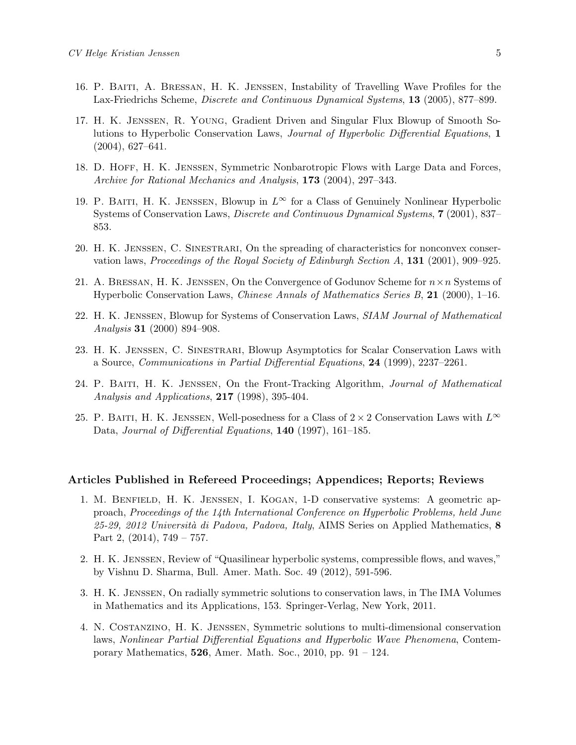16. P. Baiti, A. Bressan, H. K. Jenssen, Instability of Travelling Wave Profiles for the Lax-Friedrichs Scheme, *Discrete and Continuous Dynamical Systems*, **13** (2005), 877–899.

17. H. K. Jenssen, R. Young, Gradient Driven and Singular Flux Blowup of Smooth Solutions to Hyperbolic Conservation Laws, *Journal of Hyperbolic Differential Equations*, **1** (2004), 627–641.

18. D. Hoff, H. K. Jenssen, Symmetric Nonbarotropic Flows with Large Data and Forces, *Archive for Rational Mechanics and Analysis*, **173** (2004), 297–343.

19. P. Baiti, H. K. Jenssen, Blowup in $L^\infty$ for a Class of Genuinely Nonlinear Hyperbolic Systems of Conservation Laws, *Discrete and Continuous Dynamical Systems*, **7** (2001), 837–853.

20. H. K. Jenssen, C. Sinestrari, On the spreading of characteristics for nonconvex conservation laws, *Proceedings of the Royal Society of Edinburgh Section A*, **131** (2001), 909–925.

21. A. Bressan, H. K. Jenssen, On the Convergence of Godunov Scheme for $n \times n$ Systems of Hyperbolic Conservation Laws, *Chinese Annals of Mathematics Series B*, **21** (2000), 1–16.

22. H. K. Jenssen, Blowup for Systems of Conservation Laws, *SIAM Journal of Mathematical Analysis* **31** (2000) 894–908.

23. H. K. Jenssen, C. Sinestrari, Blowup Asymptotics for Scalar Conservation Laws with a Source, *Communications in Partial Differential Equations*, **24** (1999), 2237–2261.

24. P. Baiti, H. K. Jenssen, On the Front-Tracking Algorithm, *Journal of Mathematical Analysis and Applications*, **217** (1998), 395-404.

25. P. Baiti, H. K. Jenssen, Well-posedness for a Class of $2 \times 2$ Conservation Laws with $L^\infty$ Data, *Journal of Differential Equations*, **140** (1997), 161–185.

### Articles Published in Refereed Proceedings; Appendices; Reports; Reviews

1. M. Benfield, H. K. Jenssen, I. Kogan, 1-D conservative systems: A geometric approach, *Proceedings of the 14th International Conference on Hyperbolic Problems, held June 25-29, 2012 Università di Padova, Padova, Italy*, AIMS Series on Applied Mathematics, **8** Part 2, (2014), 749 – 757.

2. H. K. Jenssen, Review of "Quasilinear hyperbolic systems, compressible flows, and waves," by Vishnu D. Sharma, Bull. Amer. Math. Soc. 49 (2012), 591-596.

3. H. K. Jenssen, On radially symmetric solutions to conservation laws, in The IMA Volumes in Mathematics and its Applications, 153. Springer-Verlag, New York, 2011.

4. N. Costanzino, H. K. Jenssen, Symmetric solutions to multi-dimensional conservation laws, *Nonlinear Partial Differential Equations and Hyperbolic Wave Phenomena*, Contemporary Mathematics, **526**, Amer. Math. Soc., 2010, pp. 91 – 124.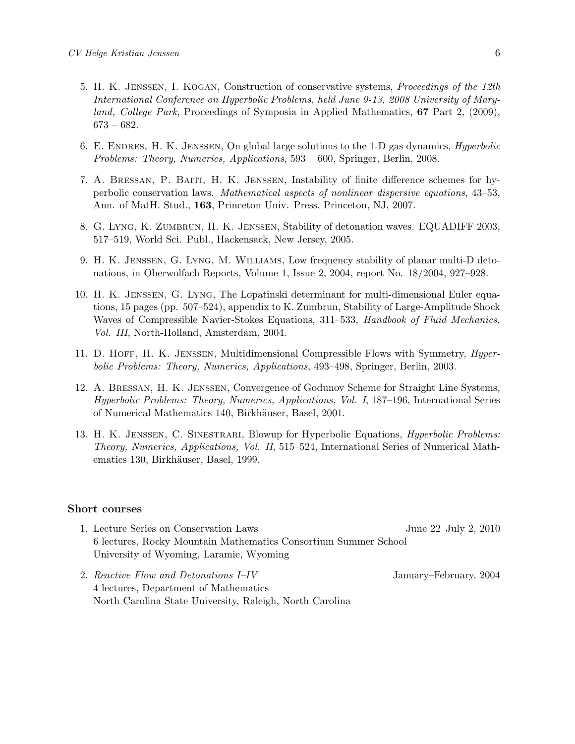5. H. K. Jenssen, I. Kogan, Construction of conservative systems, *Proceedings of the 12th International Conference on Hyperbolic Problems, held June 9-13, 2008 University of Maryland, College Park*, Proceedings of Symposia in Applied Mathematics, **67** Part 2, (2009), 673 – 682.

6. E. Endres, H. K. Jenssen, On global large solutions to the 1-D gas dynamics, *Hyperbolic Problems: Theory, Numerics, Applications*, 593 – 600, Springer, Berlin, 2008.

7. A. Bressan, P. Baiti, H. K. Jenssen, Instability of finite difference schemes for hyperbolic conservation laws. *Mathematical aspects of nonlinear dispersive equations*, 43–53, Ann. of MatH. Stud., **163**, Princeton Univ. Press, Princeton, NJ, 2007.

8. G. Lyng, K. Zumbrun, H. K. Jenssen, Stability of detonation waves. EQUADIFF 2003, 517–519, World Sci. Publ., Hackensack, New Jersey, 2005.

9. H. K. Jenssen, G. Lyng, M. Williams, Low frequency stability of planar multi-D detonations, in Oberwolfach Reports, Volume 1, Issue 2, 2004, report No. 18/2004, 927–928.

10. H. K. Jenssen, G. Lyng, The Lopatinski determinant for multi-dimensional Euler equations, 15 pages (pp. 507–524), appendix to K. Zumbrun, Stability of Large-Amplitude Shock Waves of Compressible Navier-Stokes Equations, 311–533, *Handbook of Fluid Mechanics, Vol. III*, North-Holland, Amsterdam, 2004.

11. D. Hoff, H. K. Jenssen, Multidimensional Compressible Flows with Symmetry, *Hyperbolic Problems: Theory, Numerics, Applications*, 493–498, Springer, Berlin, 2003.

12. A. Bressan, H. K. Jenssen, Convergence of Godunov Scheme for Straight Line Systems, *Hyperbolic Problems: Theory, Numerics, Applications, Vol. I*, 187–196, International Series of Numerical Mathematics 140, Birkhäuser, Basel, 2001.

13. H. K. Jenssen, C. Sinestrari, Blowup for Hyperbolic Equations, *Hyperbolic Problems: Theory, Numerics, Applications, Vol. II*, 515–524, International Series of Numerical Mathematics 130, Birkhäuser, Basel, 1999.

## Short courses

1. Lecture Series on Conservation Laws — June 22–July 2, 2010
   6 lectures, Rocky Mountain Mathematics Consortium Summer School
   University of Wyoming, Laramie, Wyoming

2. *Reactive Flow and Detonations I–IV* — January–February, 2004
   4 lectures, Department of Mathematics
   North Carolina State University, Raleigh, North Carolina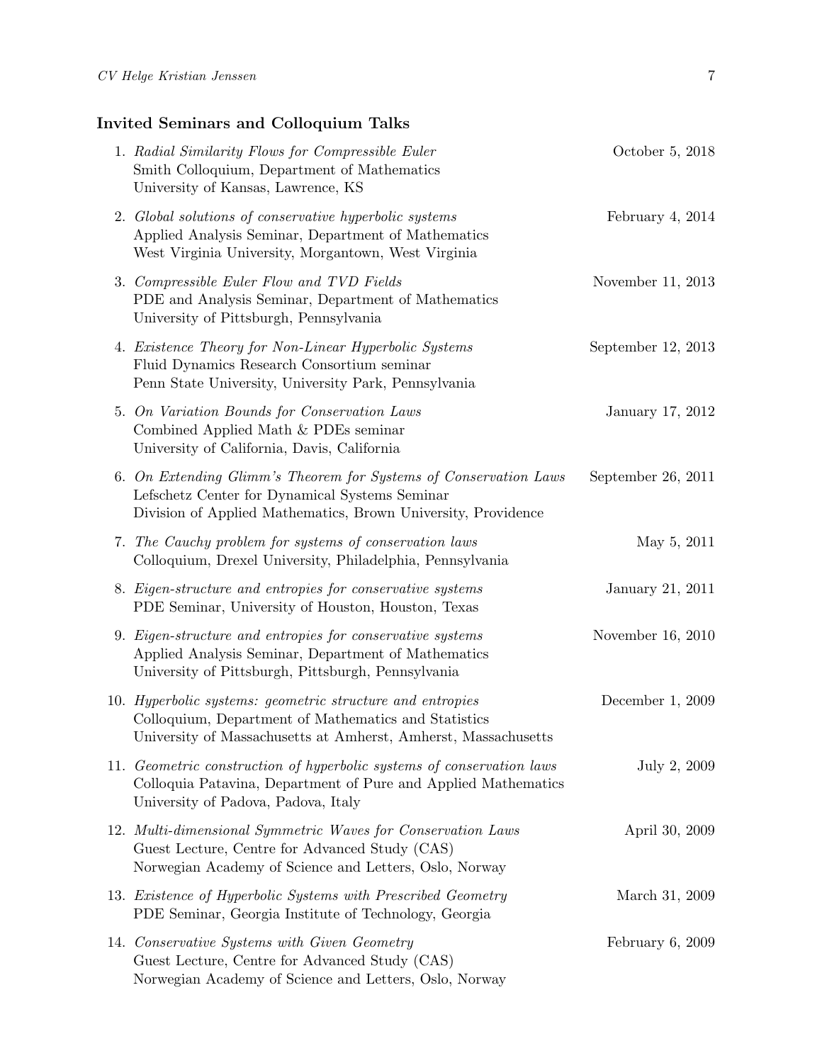### Invited Seminars and Colloquium Talks

1. *Radial Similarity Flows for Compressible Euler* — October 5, 2018
   Smith Colloquium, Department of Mathematics
   University of Kansas, Lawrence, KS

2. *Global solutions of conservative hyperbolic systems* — February 4, 2014
   Applied Analysis Seminar, Department of Mathematics
   West Virginia University, Morgantown, West Virginia

3. *Compressible Euler Flow and TVD Fields* — November 11, 2013
   PDE and Analysis Seminar, Department of Mathematics
   University of Pittsburgh, Pennsylvania

4. *Existence Theory for Non-Linear Hyperbolic Systems* — September 12, 2013
   Fluid Dynamics Research Consortium seminar
   Penn State University, University Park, Pennsylvania

5. *On Variation Bounds for Conservation Laws* — January 17, 2012
   Combined Applied Math & PDEs seminar
   University of California, Davis, California

6. *On Extending Glimm's Theorem for Systems of Conservation Laws* — September 26, 2011
   Lefschetz Center for Dynamical Systems Seminar
   Division of Applied Mathematics, Brown University, Providence

7. *The Cauchy problem for systems of conservation laws* — May 5, 2011
   Colloquium, Drexel University, Philadelphia, Pennsylvania

8. *Eigen-structure and entropies for conservative systems* — January 21, 2011
   PDE Seminar, University of Houston, Houston, Texas

9. *Eigen-structure and entropies for conservative systems* — November 16, 2010
   Applied Analysis Seminar, Department of Mathematics
   University of Pittsburgh, Pittsburgh, Pennsylvania

10. *Hyperbolic systems: geometric structure and entropies* — December 1, 2009
    Colloquium, Department of Mathematics and Statistics
    University of Massachusetts at Amherst, Amherst, Massachusetts

11. *Geometric construction of hyperbolic systems of conservation laws* — July 2, 2009
    Colloquia Patavina, Department of Pure and Applied Mathematics
    University of Padova, Padova, Italy

12. *Multi-dimensional Symmetric Waves for Conservation Laws* — April 30, 2009
    Guest Lecture, Centre for Advanced Study (CAS)
    Norwegian Academy of Science and Letters, Oslo, Norway

13. *Existence of Hyperbolic Systems with Prescribed Geometry* — March 31, 2009
    PDE Seminar, Georgia Institute of Technology, Georgia

14. *Conservative Systems with Given Geometry* — February 6, 2009
    Guest Lecture, Centre for Advanced Study (CAS)
    Norwegian Academy of Science and Letters, Oslo, Norway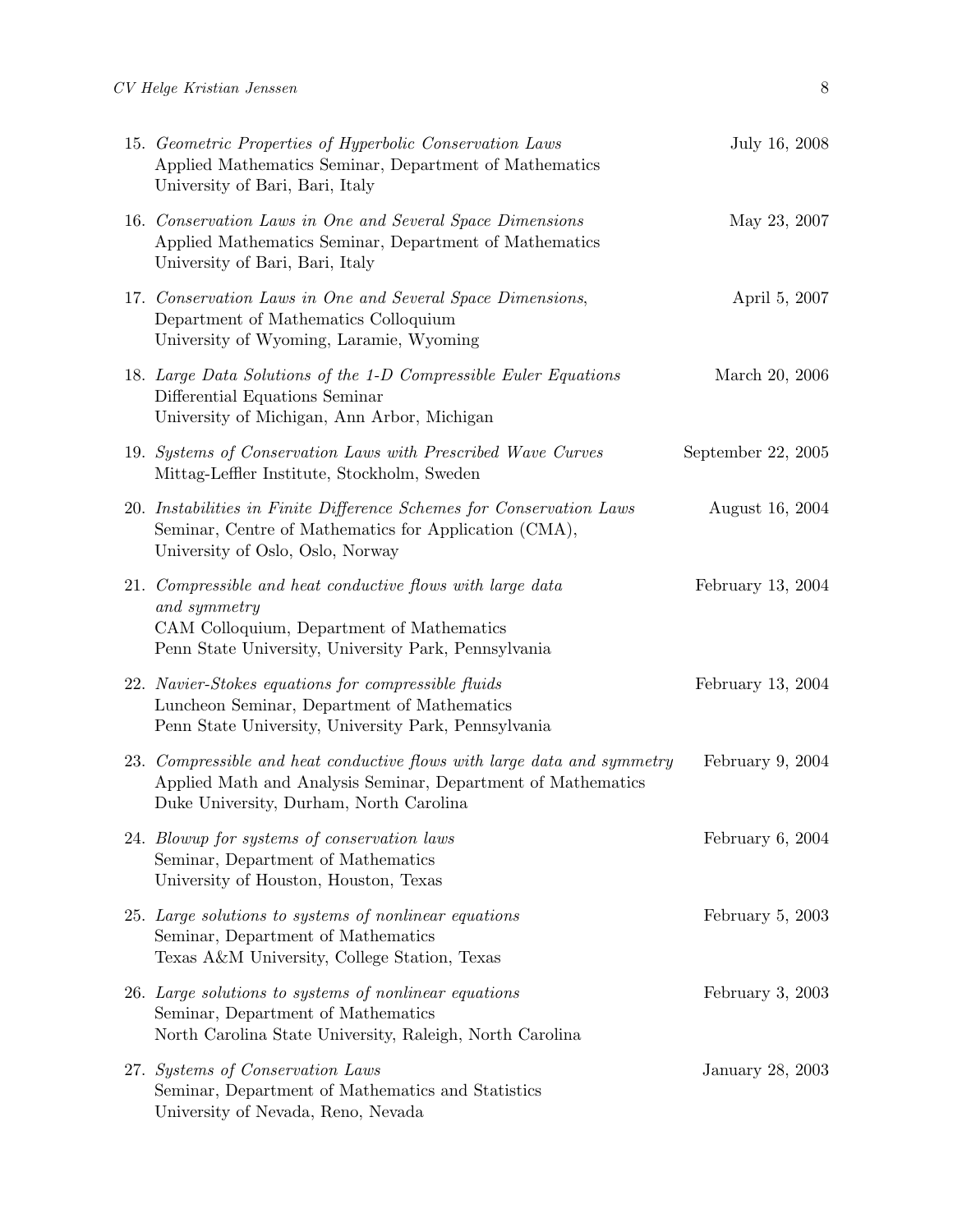15. *Geometric Properties of Hyperbolic Conservation Laws* — July 16, 2008
    Applied Mathematics Seminar, Department of Mathematics
    University of Bari, Bari, Italy

16. *Conservation Laws in One and Several Space Dimensions* — May 23, 2007
    Applied Mathematics Seminar, Department of Mathematics
    University of Bari, Bari, Italy

17. *Conservation Laws in One and Several Space Dimensions*, — April 5, 2007
    Department of Mathematics Colloquium
    University of Wyoming, Laramie, Wyoming

18. *Large Data Solutions of the 1-D Compressible Euler Equations* — March 20, 2006
    Differential Equations Seminar
    University of Michigan, Ann Arbor, Michigan

19. *Systems of Conservation Laws with Prescribed Wave Curves* — September 22, 2005
    Mittag-Leffler Institute, Stockholm, Sweden

20. *Instabilities in Finite Difference Schemes for Conservation Laws* — August 16, 2004
    Seminar, Centre of Mathematics for Application (CMA),
    University of Oslo, Oslo, Norway

21. *Compressible and heat conductive flows with large data and symmetry* — February 13, 2004
    CAM Colloquium, Department of Mathematics
    Penn State University, University Park, Pennsylvania

22. *Navier-Stokes equations for compressible fluids* — February 13, 2004
    Luncheon Seminar, Department of Mathematics
    Penn State University, University Park, Pennsylvania

23. *Compressible and heat conductive flows with large data and symmetry* — February 9, 2004
    Applied Math and Analysis Seminar, Department of Mathematics
    Duke University, Durham, North Carolina

24. *Blowup for systems of conservation laws* — February 6, 2004
    Seminar, Department of Mathematics
    University of Houston, Houston, Texas

25. *Large solutions to systems of nonlinear equations* — February 5, 2003
    Seminar, Department of Mathematics
    Texas A&M University, College Station, Texas

26. *Large solutions to systems of nonlinear equations* — February 3, 2003
    Seminar, Department of Mathematics
    North Carolina State University, Raleigh, North Carolina

27. *Systems of Conservation Laws* — January 28, 2003
    Seminar, Department of Mathematics and Statistics
    University of Nevada, Reno, Nevada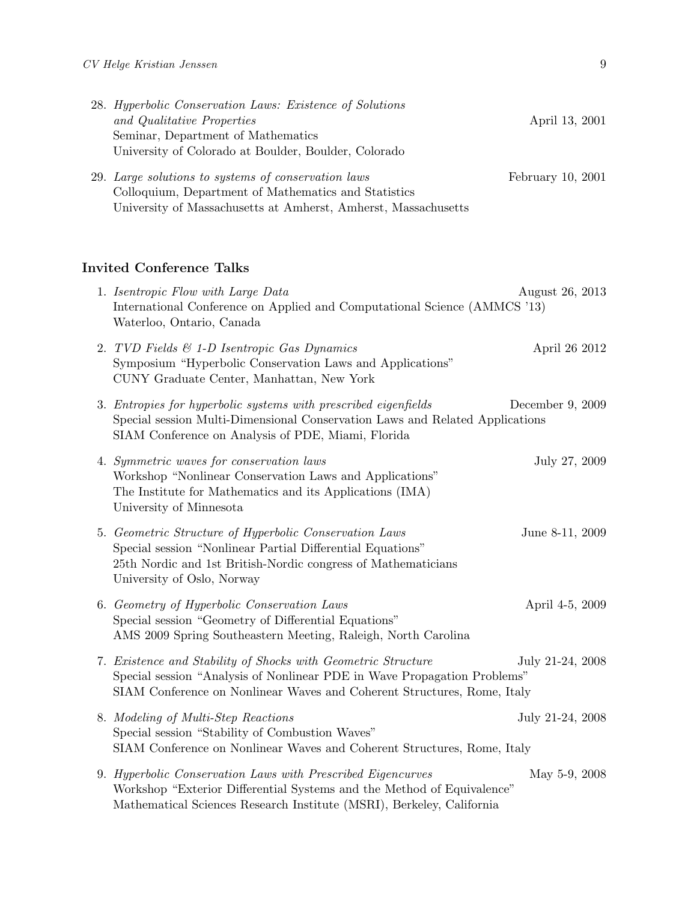28. *Hyperbolic Conservation Laws: Existence of Solutions and Qualitative Properties* — April 13, 2001
    Seminar, Department of Mathematics
    University of Colorado at Boulder, Boulder, Colorado

29. *Large solutions to systems of conservation laws* — February 10, 2001
    Colloquium, Department of Mathematics and Statistics
    University of Massachusetts at Amherst, Amherst, Massachusetts

## Invited Conference Talks

1. *Isentropic Flow with Large Data* — August 26, 2013
   International Conference on Applied and Computational Science (AMMCS '13)
   Waterloo, Ontario, Canada

2. *TVD Fields & 1-D Isentropic Gas Dynamics* — April 26 2012
   Symposium "Hyperbolic Conservation Laws and Applications"
   CUNY Graduate Center, Manhattan, New York

3. *Entropies for hyperbolic systems with prescribed eigenfields* — December 9, 2009
   Special session Multi-Dimensional Conservation Laws and Related Applications
   SIAM Conference on Analysis of PDE, Miami, Florida

4. *Symmetric waves for conservation laws* — July 27, 2009
   Workshop "Nonlinear Conservation Laws and Applications"
   The Institute for Mathematics and its Applications (IMA)
   University of Minnesota

5. *Geometric Structure of Hyperbolic Conservation Laws* — June 8-11, 2009
   Special session "Nonlinear Partial Differential Equations"
   25th Nordic and 1st British-Nordic congress of Mathematicians
   University of Oslo, Norway

6. *Geometry of Hyperbolic Conservation Laws* — April 4-5, 2009
   Special session "Geometry of Differential Equations"
   AMS 2009 Spring Southeastern Meeting, Raleigh, North Carolina

7. *Existence and Stability of Shocks with Geometric Structure* — July 21-24, 2008
   Special session "Analysis of Nonlinear PDE in Wave Propagation Problems"
   SIAM Conference on Nonlinear Waves and Coherent Structures, Rome, Italy

8. *Modeling of Multi-Step Reactions* — July 21-24, 2008
   Special session "Stability of Combustion Waves"
   SIAM Conference on Nonlinear Waves and Coherent Structures, Rome, Italy

9. *Hyperbolic Conservation Laws with Prescribed Eigencurves* — May 5-9, 2008
   Workshop "Exterior Differential Systems and the Method of Equivalence"
   Mathematical Sciences Research Institute (MSRI), Berkeley, California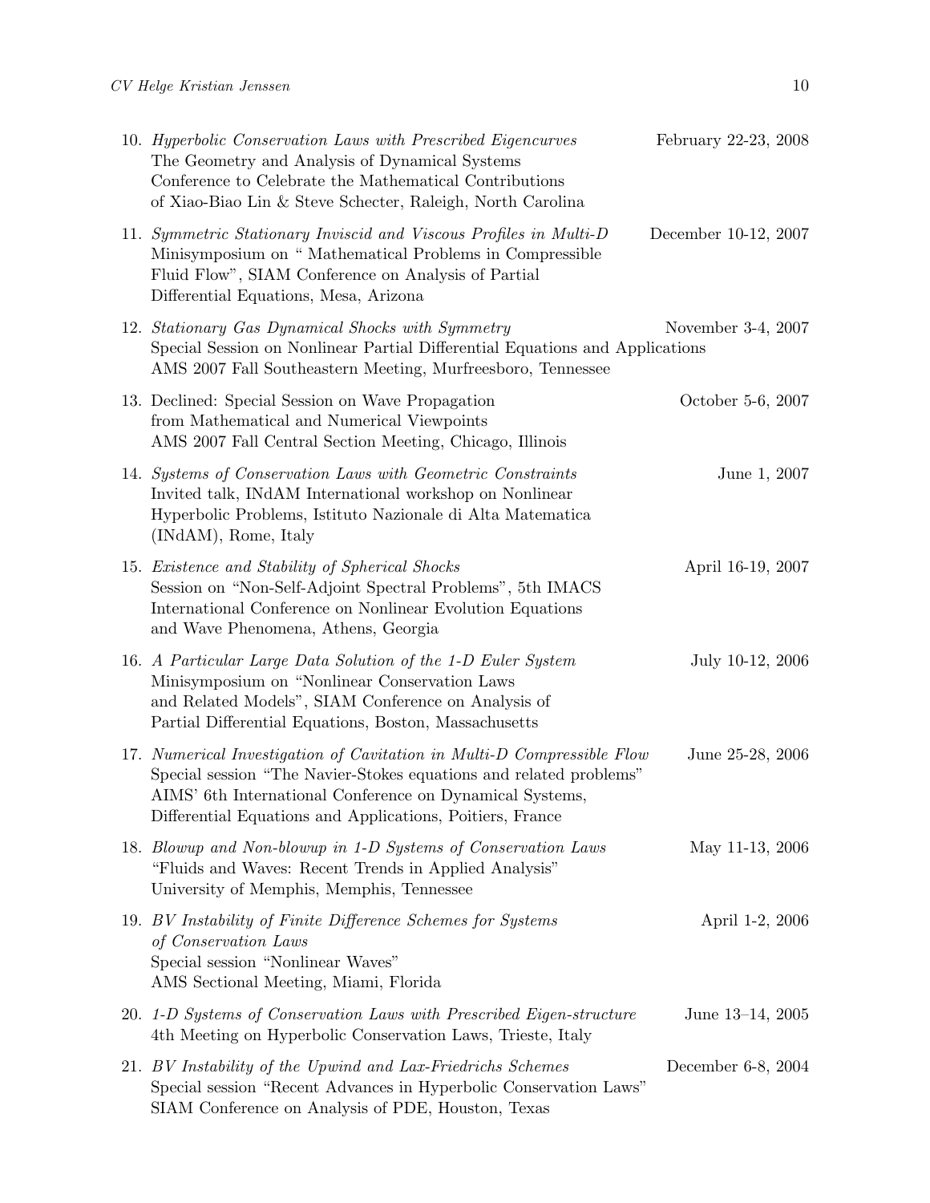10. *Hyperbolic Conservation Laws with Prescribed Eigencurves* — February 22-23, 2008
    The Geometry and Analysis of Dynamical Systems
    Conference to Celebrate the Mathematical Contributions
    of Xiao-Biao Lin & Steve Schecter, Raleigh, North Carolina

11. *Symmetric Stationary Inviscid and Viscous Profiles in Multi-D* — December 10-12, 2007
    Minisymposium on " Mathematical Problems in Compressible
    Fluid Flow", SIAM Conference on Analysis of Partial
    Differential Equations, Mesa, Arizona

12. *Stationary Gas Dynamical Shocks with Symmetry* — November 3-4, 2007
    Special Session on Nonlinear Partial Differential Equations and Applications
    AMS 2007 Fall Southeastern Meeting, Murfreesboro, Tennessee

13. Declined: Special Session on Wave Propagation — October 5-6, 2007
    from Mathematical and Numerical Viewpoints
    AMS 2007 Fall Central Section Meeting, Chicago, Illinois

14. *Systems of Conservation Laws with Geometric Constraints* — June 1, 2007
    Invited talk, INdAM International workshop on Nonlinear
    Hyperbolic Problems, Istituto Nazionale di Alta Matematica
    (INdAM), Rome, Italy

15. *Existence and Stability of Spherical Shocks* — April 16-19, 2007
    Session on "Non-Self-Adjoint Spectral Problems", 5th IMACS
    International Conference on Nonlinear Evolution Equations
    and Wave Phenomena, Athens, Georgia

16. *A Particular Large Data Solution of the 1-D Euler System* — July 10-12, 2006
    Minisymposium on "Nonlinear Conservation Laws
    and Related Models", SIAM Conference on Analysis of
    Partial Differential Equations, Boston, Massachusetts

17. *Numerical Investigation of Cavitation in Multi-D Compressible Flow* — June 25-28, 2006
    Special session "The Navier-Stokes equations and related problems"
    AIMS' 6th International Conference on Dynamical Systems,
    Differential Equations and Applications, Poitiers, France

18. *Blowup and Non-blowup in 1-D Systems of Conservation Laws* — May 11-13, 2006
    "Fluids and Waves: Recent Trends in Applied Analysis"
    University of Memphis, Memphis, Tennessee

19. *BV Instability of Finite Difference Schemes for Systems of Conservation Laws* — April 1-2, 2006
    Special session "Nonlinear Waves"
    AMS Sectional Meeting, Miami, Florida

20. *1-D Systems of Conservation Laws with Prescribed Eigen-structure* — June 13–14, 2005
    4th Meeting on Hyperbolic Conservation Laws, Trieste, Italy

21. *BV Instability of the Upwind and Lax-Friedrichs Schemes* — December 6-8, 2004
    Special session "Recent Advances in Hyperbolic Conservation Laws"
    SIAM Conference on Analysis of PDE, Houston, Texas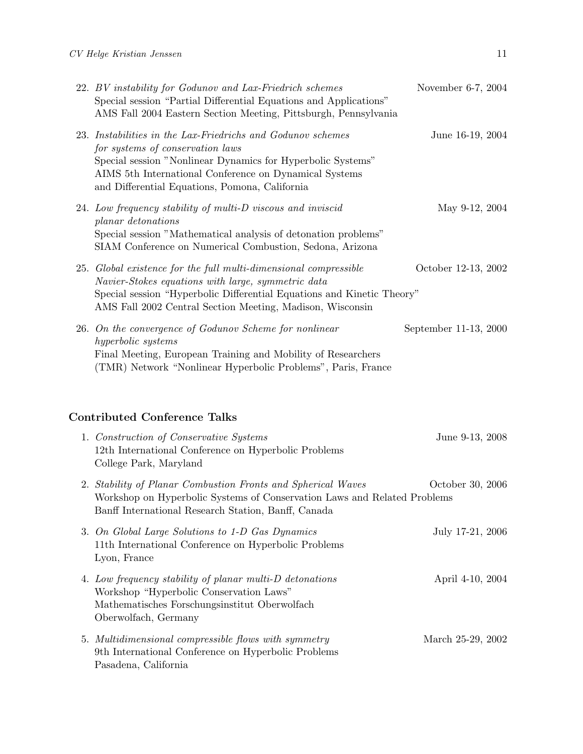22. *BV instability for Godunov and Lax-Friedrich schemes* — November 6-7, 2004
    Special session "Partial Differential Equations and Applications"
    AMS Fall 2004 Eastern Section Meeting, Pittsburgh, Pennsylvania

23. *Instabilities in the Lax-Friedrichs and Godunov schemes for systems of conservation laws* — June 16-19, 2004
    Special session "Nonlinear Dynamics for Hyperbolic Systems"
    AIMS 5th International Conference on Dynamical Systems and Differential Equations, Pomona, California

24. *Low frequency stability of multi-D viscous and inviscid planar detonations* — May 9-12, 2004
    Special session "Mathematical analysis of detonation problems"
    SIAM Conference on Numerical Combustion, Sedona, Arizona

25. *Global existence for the full multi-dimensional compressible Navier-Stokes equations with large, symmetric data* — October 12-13, 2002
    Special session "Hyperbolic Differential Equations and Kinetic Theory"
    AMS Fall 2002 Central Section Meeting, Madison, Wisconsin

26. *On the convergence of Godunov Scheme for nonlinear hyperbolic systems* — September 11-13, 2000
    Final Meeting, European Training and Mobility of Researchers (TMR) Network "Nonlinear Hyperbolic Problems", Paris, France

### Contributed Conference Talks

1. *Construction of Conservative Systems* — June 9-13, 2008
   12th International Conference on Hyperbolic Problems
   College Park, Maryland

2. *Stability of Planar Combustion Fronts and Spherical Waves* — October 30, 2006
   Workshop on Hyperbolic Systems of Conservation Laws and Related Problems
   Banff International Research Station, Banff, Canada

3. *On Global Large Solutions to 1-D Gas Dynamics* — July 17-21, 2006
   11th International Conference on Hyperbolic Problems
   Lyon, France

4. *Low frequency stability of planar multi-D detonations* — April 4-10, 2004
   Workshop "Hyperbolic Conservation Laws"
   Mathematisches Forschungsinstitut Oberwolfach
   Oberwolfach, Germany

5. *Multidimensional compressible flows with symmetry* — March 25-29, 2002
   9th International Conference on Hyperbolic Problems
   Pasadena, California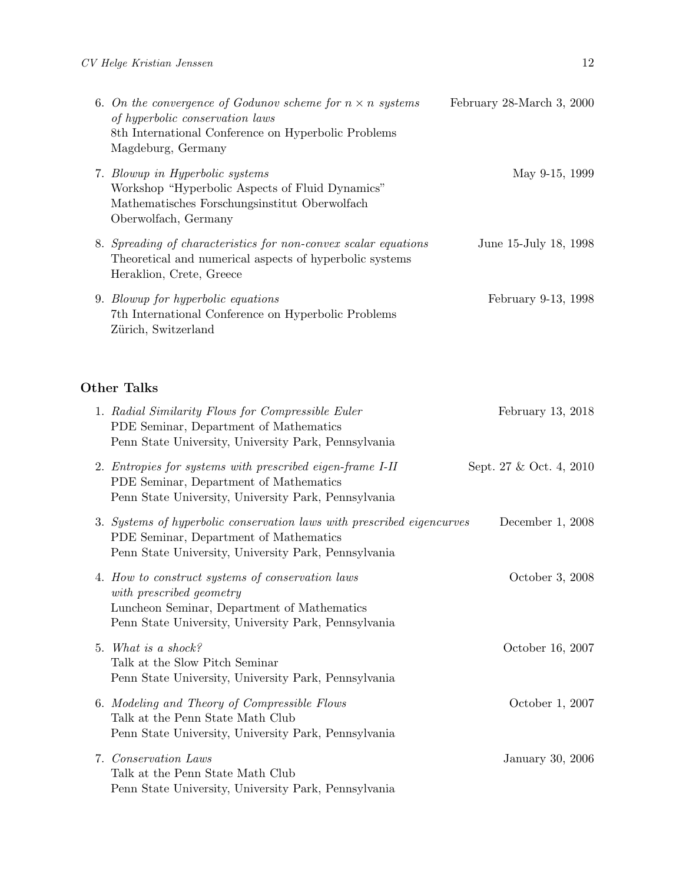6. *On the convergence of Godunov scheme for $n \times n$ systems of hyperbolic conservation laws* — February 28-March 3, 2000
   8th International Conference on Hyperbolic Problems
   Magdeburg, Germany

7. *Blowup in Hyperbolic systems* — May 9-15, 1999
   Workshop "Hyperbolic Aspects of Fluid Dynamics"
   Mathematisches Forschungsinstitut Oberwolfach
   Oberwolfach, Germany

8. *Spreading of characteristics for non-convex scalar equations* — June 15-July 18, 1998
   Theoretical and numerical aspects of hyperbolic systems
   Heraklion, Crete, Greece

9. *Blowup for hyperbolic equations* — February 9-13, 1998
   7th International Conference on Hyperbolic Problems
   Zürich, Switzerland

## Other Talks

1. *Radial Similarity Flows for Compressible Euler* — February 13, 2018
   PDE Seminar, Department of Mathematics
   Penn State University, University Park, Pennsylvania

2. *Entropies for systems with prescribed eigen-frame I-II* — Sept. 27 & Oct. 4, 2010
   PDE Seminar, Department of Mathematics
   Penn State University, University Park, Pennsylvania

3. *Systems of hyperbolic conservation laws with prescribed eigencurves* — December 1, 2008
   PDE Seminar, Department of Mathematics
   Penn State University, University Park, Pennsylvania

4. *How to construct systems of conservation laws with prescribed geometry* — October 3, 2008
   Luncheon Seminar, Department of Mathematics
   Penn State University, University Park, Pennsylvania

5. *What is a shock?* — October 16, 2007
   Talk at the Slow Pitch Seminar
   Penn State University, University Park, Pennsylvania

6. *Modeling and Theory of Compressible Flows* — October 1, 2007
   Talk at the Penn State Math Club
   Penn State University, University Park, Pennsylvania

7. *Conservation Laws* — January 30, 2006
   Talk at the Penn State Math Club
   Penn State University, University Park, Pennsylvania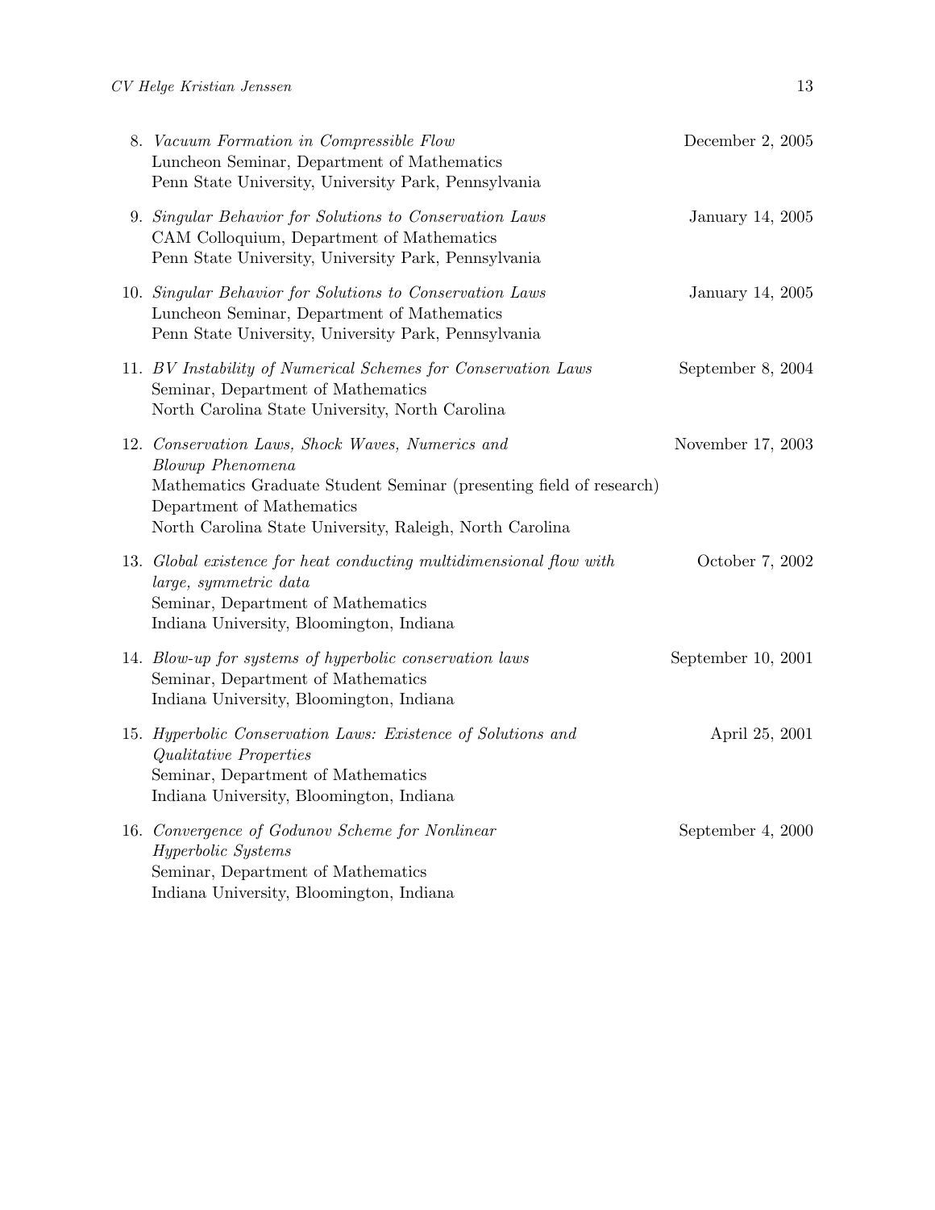8. *Vacuum Formation in Compressible Flow* — December 2, 2005
   Luncheon Seminar, Department of Mathematics
   Penn State University, University Park, Pennsylvania

9. *Singular Behavior for Solutions to Conservation Laws* — January 14, 2005
   CAM Colloquium, Department of Mathematics
   Penn State University, University Park, Pennsylvania

10. *Singular Behavior for Solutions to Conservation Laws* — January 14, 2005
    Luncheon Seminar, Department of Mathematics
    Penn State University, University Park, Pennsylvania

11. *BV Instability of Numerical Schemes for Conservation Laws* — September 8, 2004
    Seminar, Department of Mathematics
    North Carolina State University, North Carolina

12. *Conservation Laws, Shock Waves, Numerics and Blowup Phenomena* — November 17, 2003
    Mathematics Graduate Student Seminar (presenting field of research)
    Department of Mathematics
    North Carolina State University, Raleigh, North Carolina

13. *Global existence for heat conducting multidimensional flow with large, symmetric data* — October 7, 2002
    Seminar, Department of Mathematics
    Indiana University, Bloomington, Indiana

14. *Blow-up for systems of hyperbolic conservation laws* — September 10, 2001
    Seminar, Department of Mathematics
    Indiana University, Bloomington, Indiana

15. *Hyperbolic Conservation Laws: Existence of Solutions and Qualitative Properties* — April 25, 2001
    Seminar, Department of Mathematics
    Indiana University, Bloomington, Indiana

16. *Convergence of Godunov Scheme for Nonlinear Hyperbolic Systems* — September 4, 2000
    Seminar, Department of Mathematics
    Indiana University, Bloomington, Indiana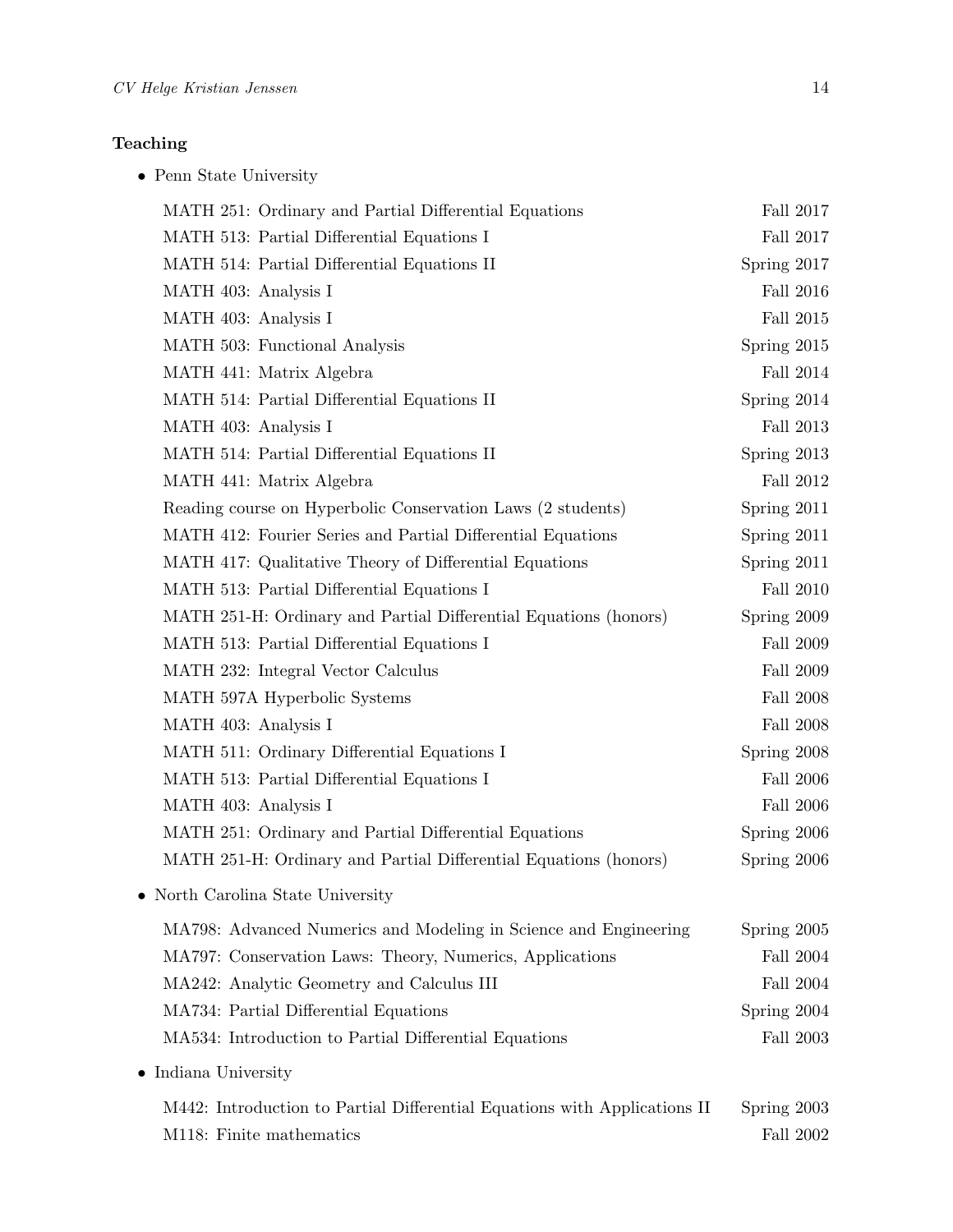**Teaching**

- Penn State University

| | |
|---|---|
| MATH 251: Ordinary and Partial Differential Equations | Fall 2017 |
| MATH 513: Partial Differential Equations I | Fall 2017 |
| MATH 514: Partial Differential Equations II | Spring 2017 |
| MATH 403: Analysis I | Fall 2016 |
| MATH 403: Analysis I | Fall 2015 |
| MATH 503: Functional Analysis | Spring 2015 |
| MATH 441: Matrix Algebra | Fall 2014 |
| MATH 514: Partial Differential Equations II | Spring 2014 |
| MATH 403: Analysis I | Fall 2013 |
| MATH 514: Partial Differential Equations II | Spring 2013 |
| MATH 441: Matrix Algebra | Fall 2012 |
| Reading course on Hyperbolic Conservation Laws (2 students) | Spring 2011 |
| MATH 412: Fourier Series and Partial Differential Equations | Spring 2011 |
| MATH 417: Qualitative Theory of Differential Equations | Spring 2011 |
| MATH 513: Partial Differential Equations I | Fall 2010 |
| MATH 251-H: Ordinary and Partial Differential Equations (honors) | Spring 2009 |
| MATH 513: Partial Differential Equations I | Fall 2009 |
| MATH 232: Integral Vector Calculus | Fall 2009 |
| MATH 597A Hyperbolic Systems | Fall 2008 |
| MATH 403: Analysis I | Fall 2008 |
| MATH 511: Ordinary Differential Equations I | Spring 2008 |
| MATH 513: Partial Differential Equations I | Fall 2006 |
| MATH 403: Analysis I | Fall 2006 |
| MATH 251: Ordinary and Partial Differential Equations | Spring 2006 |
| MATH 251-H: Ordinary and Partial Differential Equations (honors) | Spring 2006 |

- North Carolina State University

| | |
|---|---|
| MA798: Advanced Numerics and Modeling in Science and Engineering | Spring 2005 |
| MA797: Conservation Laws: Theory, Numerics, Applications | Fall 2004 |
| MA242: Analytic Geometry and Calculus III | Fall 2004 |
| MA734: Partial Differential Equations | Spring 2004 |
| MA534: Introduction to Partial Differential Equations | Fall 2003 |

- Indiana University

| | |
|---|---|
| M442: Introduction to Partial Differential Equations with Applications II | Spring 2003 |
| M118: Finite mathematics | Fall 2002 |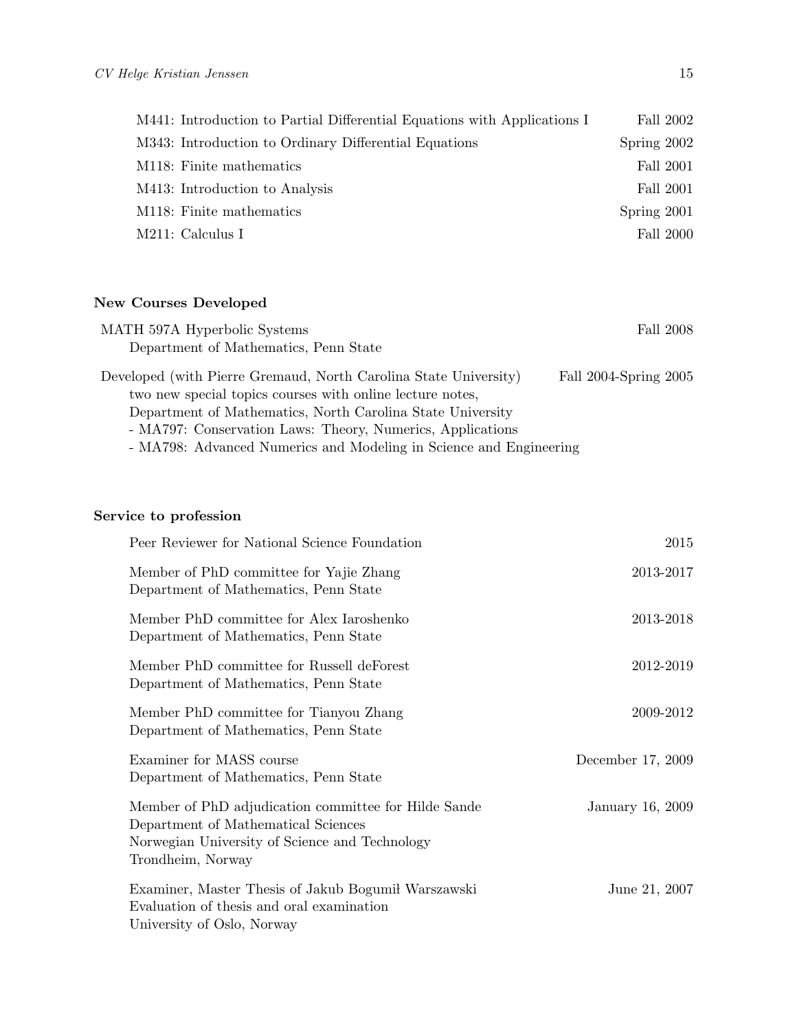| | |
|---|---|
| M441: Introduction to Partial Differential Equations with Applications I | Fall 2002 |
| M343: Introduction to Ordinary Differential Equations | Spring 2002 |
| M118: Finite mathematics | Fall 2001 |
| M413: Introduction to Analysis | Fall 2001 |
| M118: Finite mathematics | Spring 2001 |
| M211: Calculus I | Fall 2000 |

**New Courses Developed**

MATH 597A Hyperbolic Systems — Fall 2008
Department of Mathematics, Penn State

Developed (with Pierre Gremaud, North Carolina State University) two new special topics courses with online lecture notes, Department of Mathematics, North Carolina State University — Fall 2004-Spring 2005
- MA797: Conservation Laws: Theory, Numerics, Applications
- MA798: Advanced Numerics and Modeling in Science and Engineering

**Service to profession**

Peer Reviewer for National Science Foundation — 2015

Member of PhD committee for Yajie Zhang — 2013-2017
Department of Mathematics, Penn State

Member PhD committee for Alex Iaroshenko — 2013-2018
Department of Mathematics, Penn State

Member PhD committee for Russell deForest — 2012-2019
Department of Mathematics, Penn State

Member PhD committee for Tianyou Zhang — 2009-2012
Department of Mathematics, Penn State

Examiner for MASS course — December 17, 2009
Department of Mathematics, Penn State

Member of PhD adjudication committee for Hilde Sande — January 16, 2009
Department of Mathematical Sciences
Norwegian University of Science and Technology
Trondheim, Norway

Examiner, Master Thesis of Jakub Bogumił Warszawski — June 21, 2007
Evaluation of thesis and oral examination
University of Oslo, Norway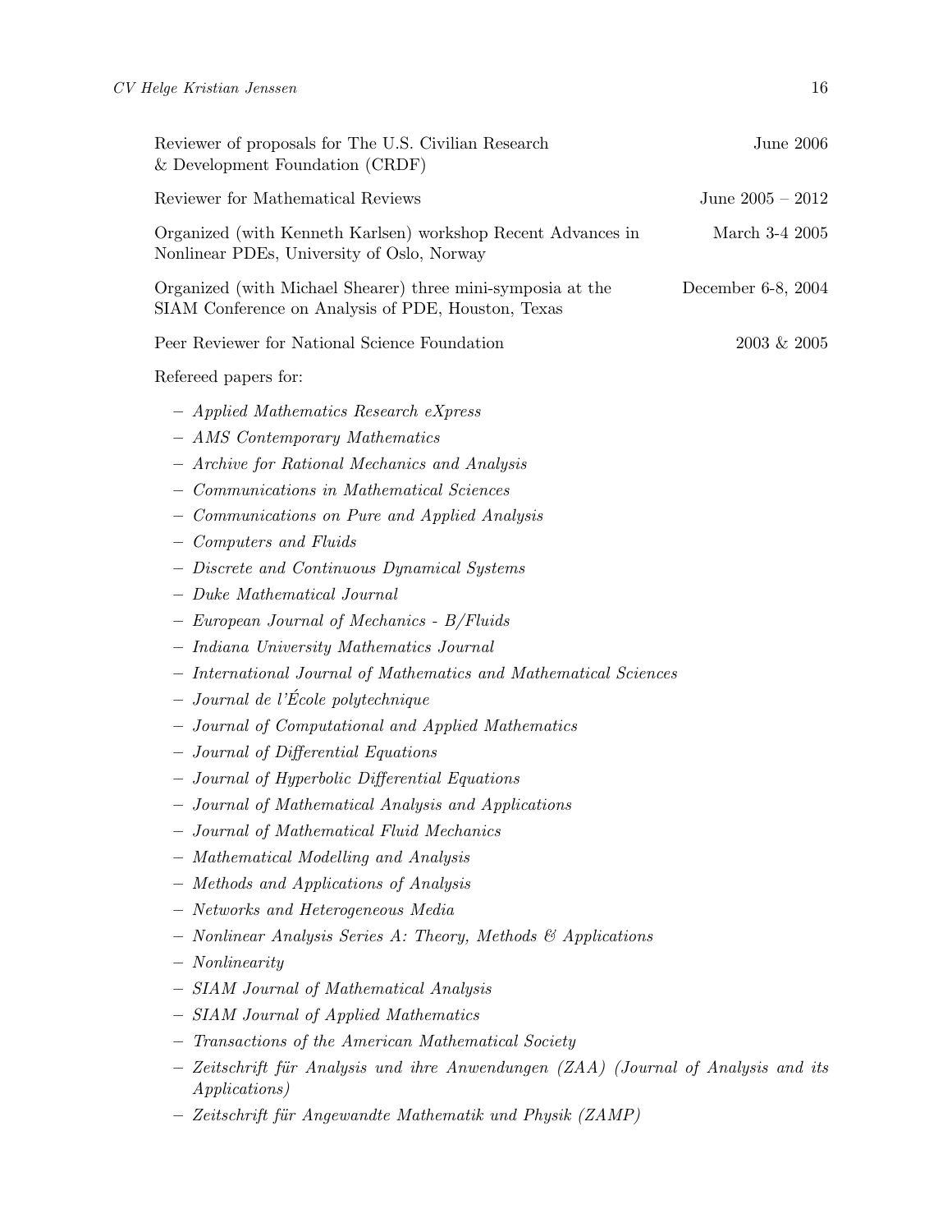Reviewer of proposals for The U.S. Civilian Research & Development Foundation (CRDF) — June 2006

Reviewer for Mathematical Reviews — June 2005 – 2012

Organized (with Kenneth Karlsen) workshop Recent Advances in Nonlinear PDEs, University of Oslo, Norway — March 3-4 2005

Organized (with Michael Shearer) three mini-symposia at the SIAM Conference on Analysis of PDE, Houston, Texas — December 6-8, 2004

Peer Reviewer for National Science Foundation — 2003 & 2005

Refereed papers for:

- *Applied Mathematics Research eXpress*
- *AMS Contemporary Mathematics*
- *Archive for Rational Mechanics and Analysis*
- *Communications in Mathematical Sciences*
- *Communications on Pure and Applied Analysis*
- *Computers and Fluids*
- *Discrete and Continuous Dynamical Systems*
- *Duke Mathematical Journal*
- *European Journal of Mechanics - B/Fluids*
- *Indiana University Mathematics Journal*
- *International Journal of Mathematics and Mathematical Sciences*
- *Journal de l'École polytechnique*
- *Journal of Computational and Applied Mathematics*
- *Journal of Differential Equations*
- *Journal of Hyperbolic Differential Equations*
- *Journal of Mathematical Analysis and Applications*
- *Journal of Mathematical Fluid Mechanics*
- *Mathematical Modelling and Analysis*
- *Methods and Applications of Analysis*
- *Networks and Heterogeneous Media*
- *Nonlinear Analysis Series A: Theory, Methods & Applications*
- *Nonlinearity*
- *SIAM Journal of Mathematical Analysis*
- *SIAM Journal of Applied Mathematics*
- *Transactions of the American Mathematical Society*
- *Zeitschrift für Analysis und ihre Anwendungen (ZAA) (Journal of Analysis and its Applications)*
- *Zeitschrift für Angewandte Mathematik und Physik (ZAMP)*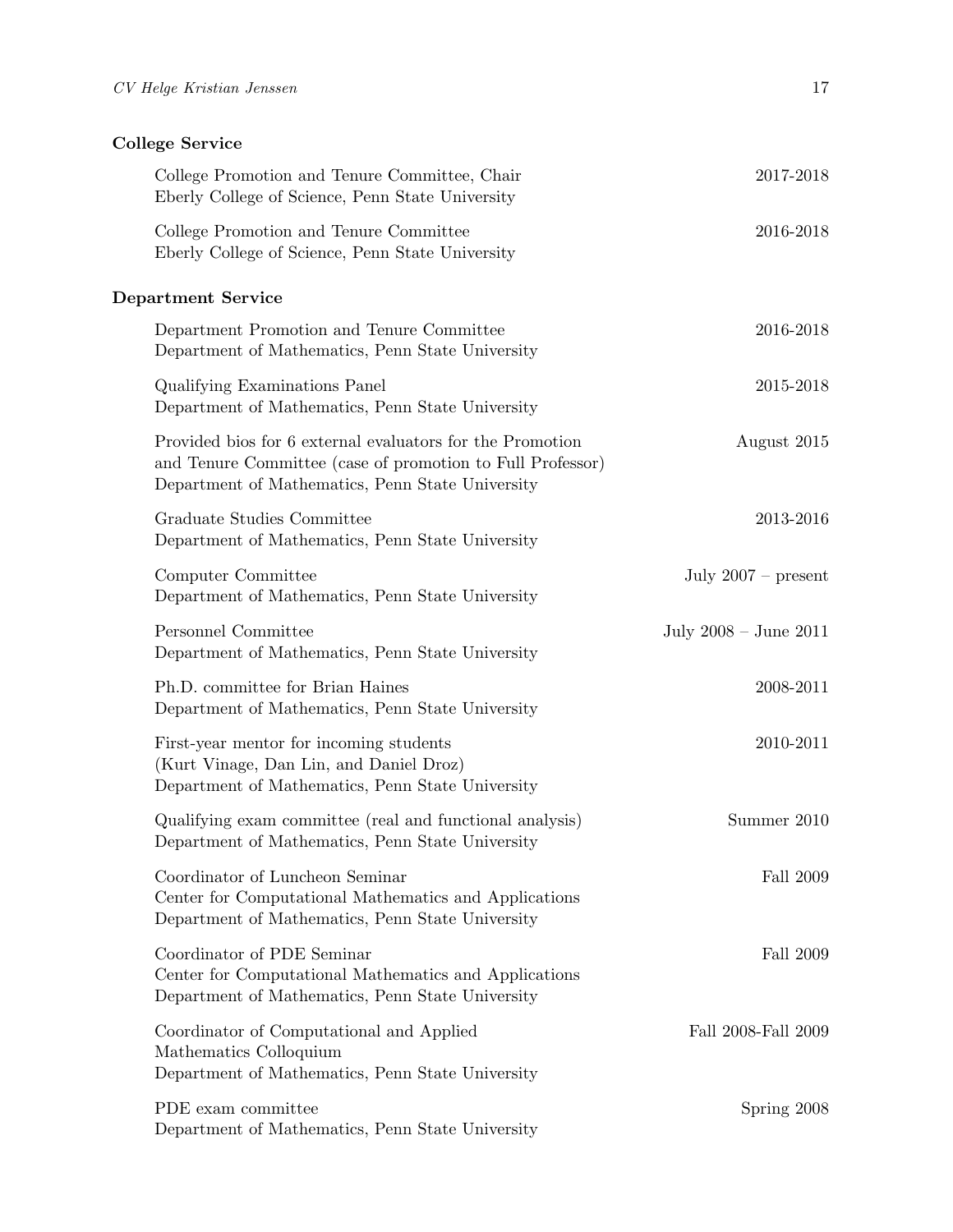## College Service

College Promotion and Tenure Committee, Chair — 2017-2018
Eberly College of Science, Penn State University

College Promotion and Tenure Committee — 2016-2018
Eberly College of Science, Penn State University

## Department Service

Department Promotion and Tenure Committee — 2016-2018
Department of Mathematics, Penn State University

Qualifying Examinations Panel — 2015-2018
Department of Mathematics, Penn State University

Provided bios for 6 external evaluators for the Promotion and Tenure Committee (case of promotion to Full Professor) — August 2015
Department of Mathematics, Penn State University

Graduate Studies Committee — 2013-2016
Department of Mathematics, Penn State University

Computer Committee — July 2007 – present
Department of Mathematics, Penn State University

Personnel Committee — July 2008 – June 2011
Department of Mathematics, Penn State University

Ph.D. committee for Brian Haines — 2008-2011
Department of Mathematics, Penn State University

First-year mentor for incoming students — 2010-2011
(Kurt Vinage, Dan Lin, and Daniel Droz)
Department of Mathematics, Penn State University

Qualifying exam committee (real and functional analysis) — Summer 2010
Department of Mathematics, Penn State University

Coordinator of Luncheon Seminar — Fall 2009
Center for Computational Mathematics and Applications
Department of Mathematics, Penn State University

Coordinator of PDE Seminar — Fall 2009
Center for Computational Mathematics and Applications
Department of Mathematics, Penn State University

Coordinator of Computational and Applied Mathematics Colloquium — Fall 2008-Fall 2009
Department of Mathematics, Penn State University

PDE exam committee — Spring 2008
Department of Mathematics, Penn State University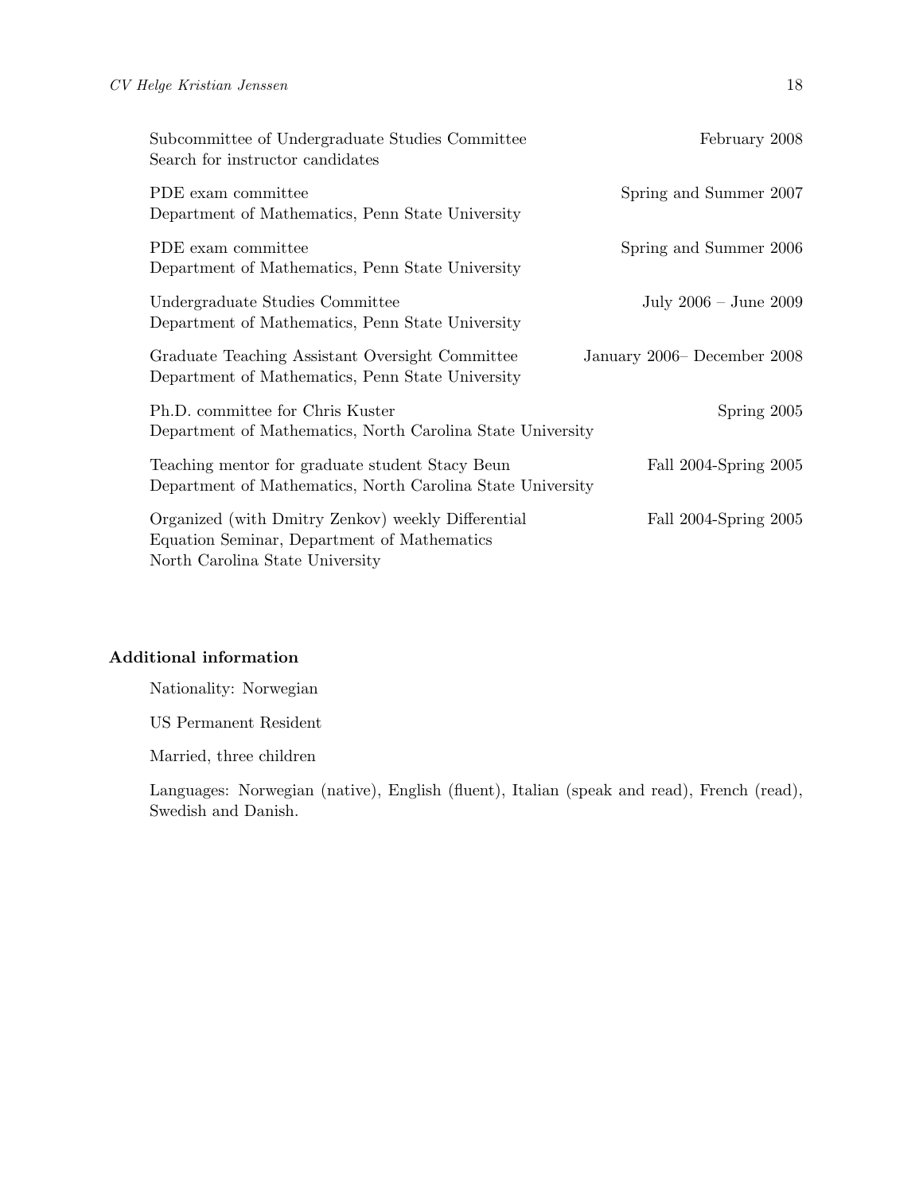Subcommittee of Undergraduate Studies Committee — February 2008
Search for instructor candidates

PDE exam committee — Spring and Summer 2007
Department of Mathematics, Penn State University

PDE exam committee — Spring and Summer 2006
Department of Mathematics, Penn State University

Undergraduate Studies Committee — July 2006 – June 2009
Department of Mathematics, Penn State University

Graduate Teaching Assistant Oversight Committee — January 2006– December 2008
Department of Mathematics, Penn State University

Ph.D. committee for Chris Kuster — Spring 2005
Department of Mathematics, North Carolina State University

Teaching mentor for graduate student Stacy Beun — Fall 2004-Spring 2005
Department of Mathematics, North Carolina State University

Organized (with Dmitry Zenkov) weekly Differential Equation Seminar, Department of Mathematics, North Carolina State University — Fall 2004-Spring 2005

## Additional information

Nationality: Norwegian

US Permanent Resident

Married, three children

Languages: Norwegian (native), English (fluent), Italian (speak and read), French (read), Swedish and Danish.